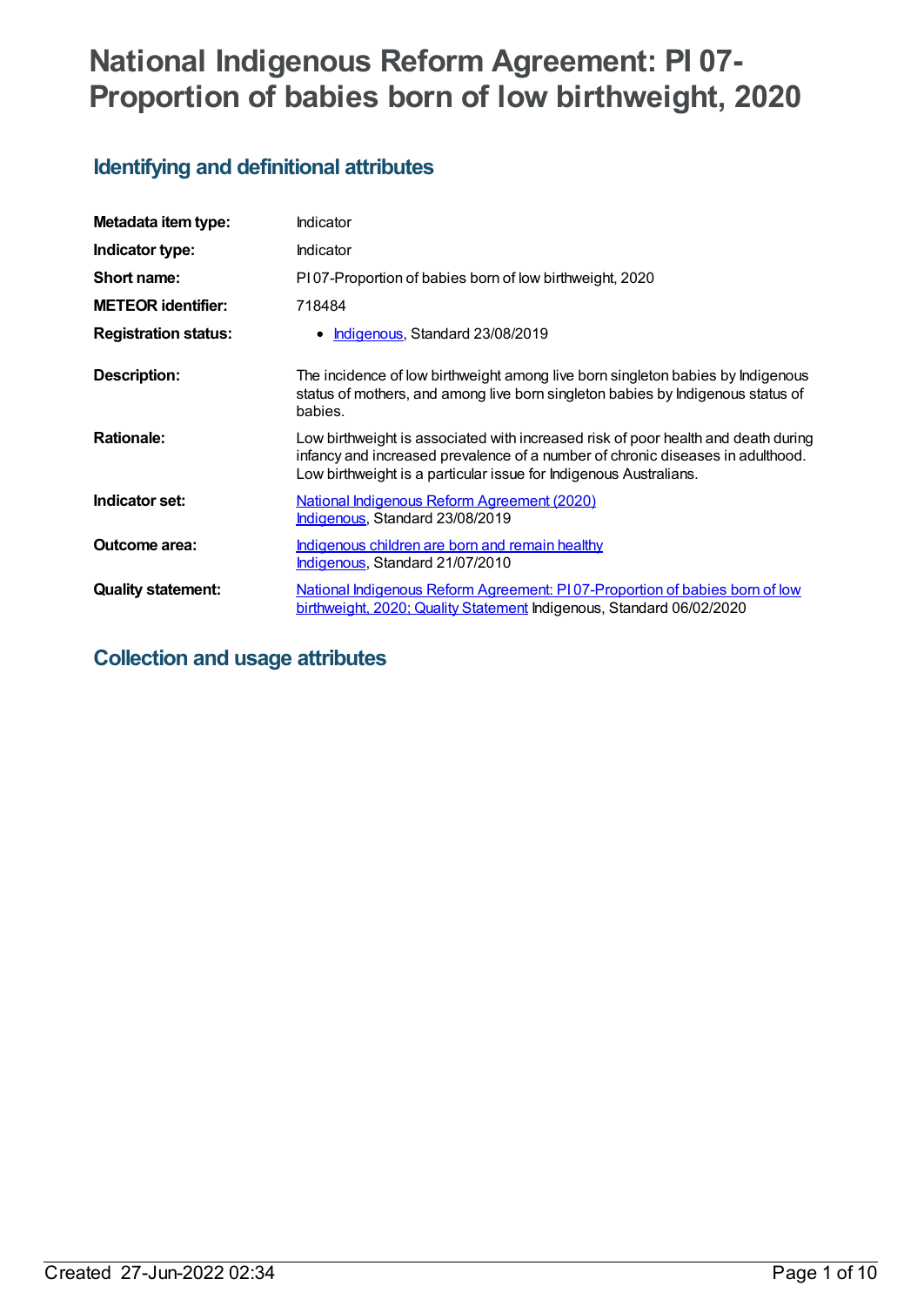# National Indigenous Reform Agreement: PI 07-Proportion of babies born of low birthweight, 2020

## Identifying and definitional attributes

| | |
|---|---|
| **Metadata item type:** | Indicator |
| **Indicator type:** | Indicator |
| **Short name:** | PI 07-Proportion of babies born of low birthweight, 2020 |
| **METEOR identifier:** | 718484 |
| **Registration status:** | • Indigenous, Standard 23/08/2019 |
| **Description:** | The incidence of low birthweight among live born singleton babies by Indigenous status of mothers, and among live born singleton babies by Indigenous status of babies. |
| **Rationale:** | Low birthweight is associated with increased risk of poor health and death during infancy and increased prevalence of a number of chronic diseases in adulthood. Low birthweight is a particular issue for Indigenous Australians. |
| **Indicator set:** | National Indigenous Reform Agreement (2020) Indigenous, Standard 23/08/2019 |
| **Outcome area:** | Indigenous children are born and remain healthy Indigenous, Standard 21/07/2010 |
| **Quality statement:** | National Indigenous Reform Agreement: PI 07-Proportion of babies born of low birthweight, 2020; Quality Statement Indigenous, Standard 06/02/2020 |

## Collection and usage attributes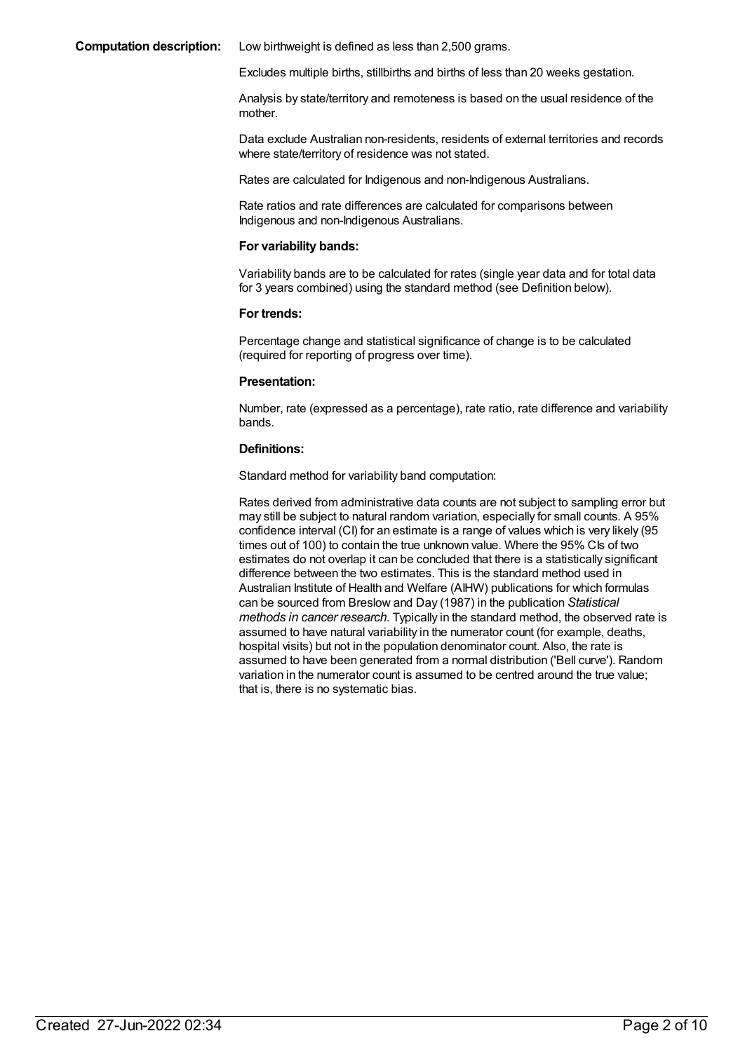**Computation description:** Low birthweight is defined as less than 2,500 grams.

Excludes multiple births, stillbirths and births of less than 20 weeks gestation.

Analysis by state/territory and remoteness is based on the usual residence of the mother.

Data exclude Australian non-residents, residents of external territories and records where state/territory of residence was not stated.

Rates are calculated for Indigenous and non-Indigenous Australians.

Rate ratios and rate differences are calculated for comparisons between Indigenous and non-Indigenous Australians.

**For variability bands:**

Variability bands are to be calculated for rates (single year data and for total data for 3 years combined) using the standard method (see Definition below).

**For trends:**

Percentage change and statistical significance of change is to be calculated (required for reporting of progress over time).

**Presentation:**

Number, rate (expressed as a percentage), rate ratio, rate difference and variability bands.

**Definitions:**

Standard method for variability band computation:

Rates derived from administrative data counts are not subject to sampling error but may still be subject to natural random variation, especially for small counts. A 95% confidence interval (CI) for an estimate is a range of values which is very likely (95 times out of 100) to contain the true unknown value. Where the 95% CIs of two estimates do not overlap it can be concluded that there is a statistically significant difference between the two estimates. This is the standard method used in Australian Institute of Health and Welfare (AIHW) publications for which formulas can be sourced from Breslow and Day (1987) in the publication *Statistical methods in cancer research*. Typically in the standard method, the observed rate is assumed to have natural variability in the numerator count (for example, deaths, hospital visits) but not in the population denominator count. Also, the rate is assumed to have been generated from a normal distribution ('Bell curve'). Random variation in the numerator count is assumed to be centred around the true value; that is, there is no systematic bias.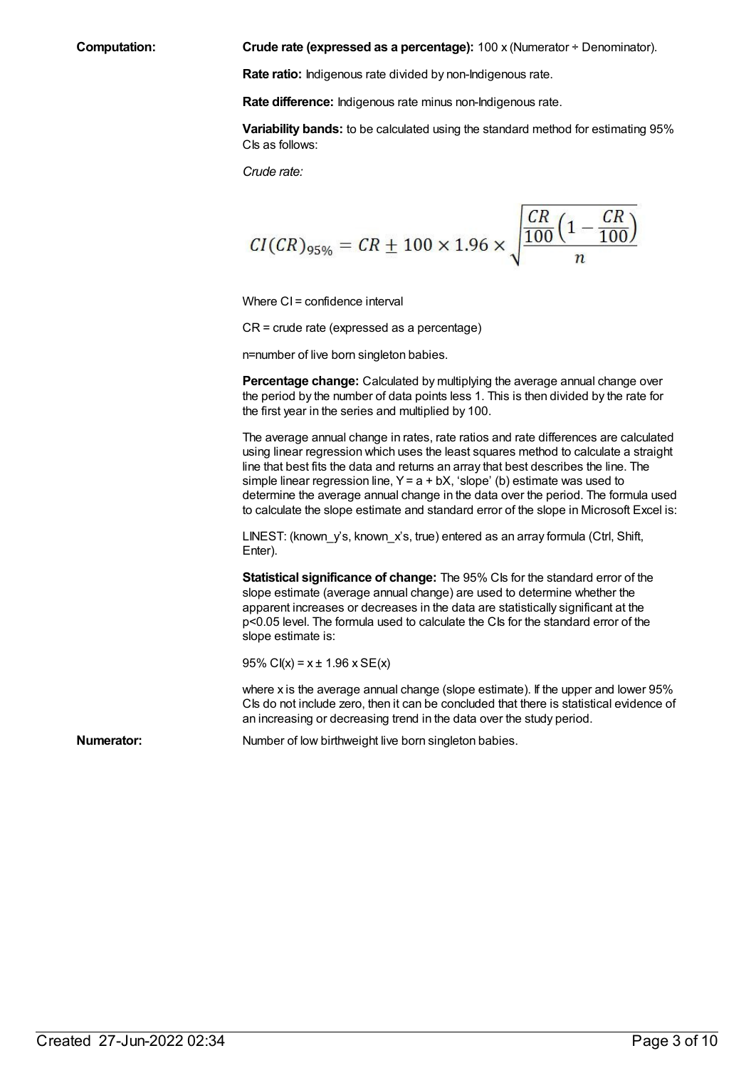**Computation:**

**Crude rate (expressed as a percentage):** 100 x (Numerator ÷ Denominator).

**Rate ratio:** Indigenous rate divided by non-Indigenous rate.

**Rate difference:** Indigenous rate minus non-Indigenous rate.

**Variability bands:** to be calculated using the standard method for estimating 95% CIs as follows:

*Crude rate:*

$$CI(CR)_{95\%} = CR \pm 100 \times 1.96 \times \sqrt{\frac{\frac{CR}{100}\left(1 - \frac{CR}{100}\right)}{n}}$$

Where CI = confidence interval

CR = crude rate (expressed as a percentage)

n=number of live born singleton babies.

**Percentage change:** Calculated by multiplying the average annual change over the period by the number of data points less 1. This is then divided by the rate for the first year in the series and multiplied by 100.

The average annual change in rates, rate ratios and rate differences are calculated using linear regression which uses the least squares method to calculate a straight line that best fits the data and returns an array that best describes the line. The simple linear regression line, $Y = a + bX$, 'slope' (b) estimate was used to determine the average annual change in the data over the period. The formula used to calculate the slope estimate and standard error of the slope in Microsoft Excel is:

LINEST: (known_y's, known_x's, true) entered as an array formula (Ctrl, Shift, Enter).

**Statistical significance of change:** The 95% CIs for the standard error of the slope estimate (average annual change) are used to determine whether the apparent increases or decreases in the data are statistically significant at the $p<0.05$ level. The formula used to calculate the CIs for the standard error of the slope estimate is:

$95\% \; CI(x) = x \pm 1.96 \times SE(x)$

where x is the average annual change (slope estimate). If the upper and lower 95% CIs do not include zero, then it can be concluded that there is statistical evidence of an increasing or decreasing trend in the data over the study period.

**Numerator:** Number of low birthweight live born singleton babies.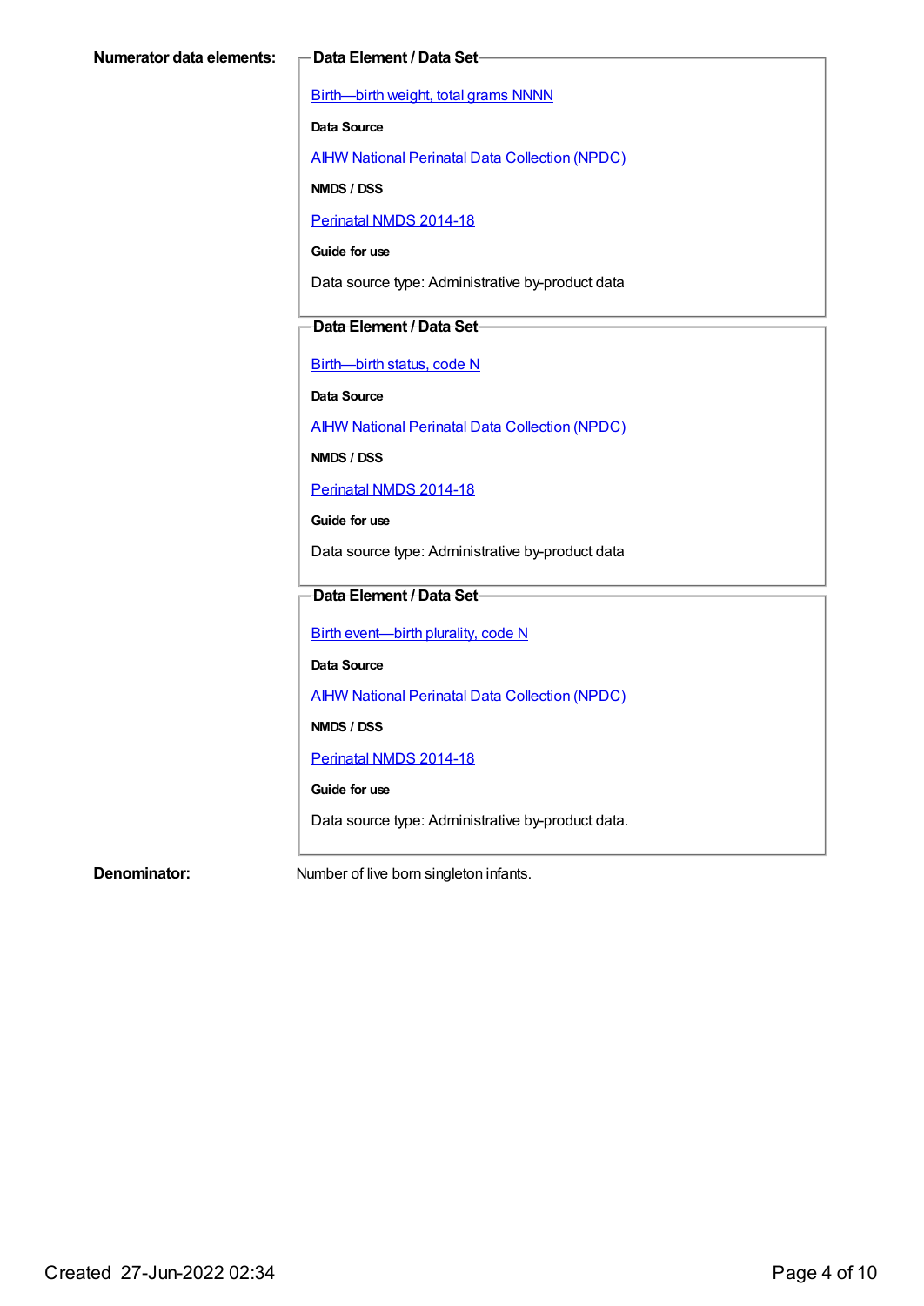**Numerator data elements:**

**Data Element / Data Set**

Birth—birth weight, total grams NNNN

**Data Source**

AIHW National Perinatal Data Collection (NPDC)

**NMDS / DSS**

Perinatal NMDS 2014-18

**Guide for use**

Data source type: Administrative by-product data

**Data Element / Data Set**

Birth—birth status, code N

**Data Source**

AIHW National Perinatal Data Collection (NPDC)

**NMDS / DSS**

Perinatal NMDS 2014-18

**Guide for use**

Data source type: Administrative by-product data

**Data Element / Data Set**

Birth event—birth plurality, code N

**Data Source**

AIHW National Perinatal Data Collection (NPDC)

**NMDS / DSS**

Perinatal NMDS 2014-18

**Guide for use**

Data source type: Administrative by-product data.

**Denominator:** Number of live born singleton infants.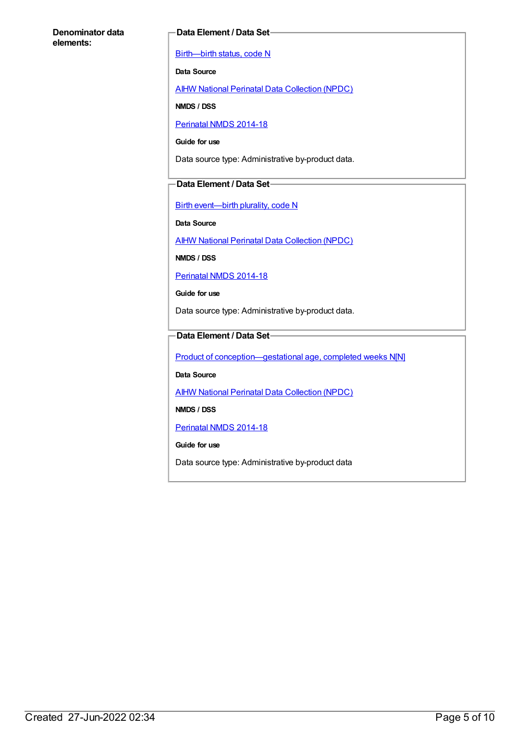**Denominator data elements:**

**Data Element / Data Set**

Birth—birth status, code N

**Data Source**

AIHW National Perinatal Data Collection (NPDC)

**NMDS / DSS**

Perinatal NMDS 2014-18

**Guide for use**

Data source type: Administrative by-product data.

**Data Element / Data Set**

Birth event—birth plurality, code N

**Data Source**

AIHW National Perinatal Data Collection (NPDC)

**NMDS / DSS**

Perinatal NMDS 2014-18

**Guide for use**

Data source type: Administrative by-product data.

**Data Element / Data Set**

Product of conception—gestational age, completed weeks N[N]

**Data Source**

AIHW National Perinatal Data Collection (NPDC)

**NMDS / DSS**

Perinatal NMDS 2014-18

**Guide for use**

Data source type: Administrative by-product data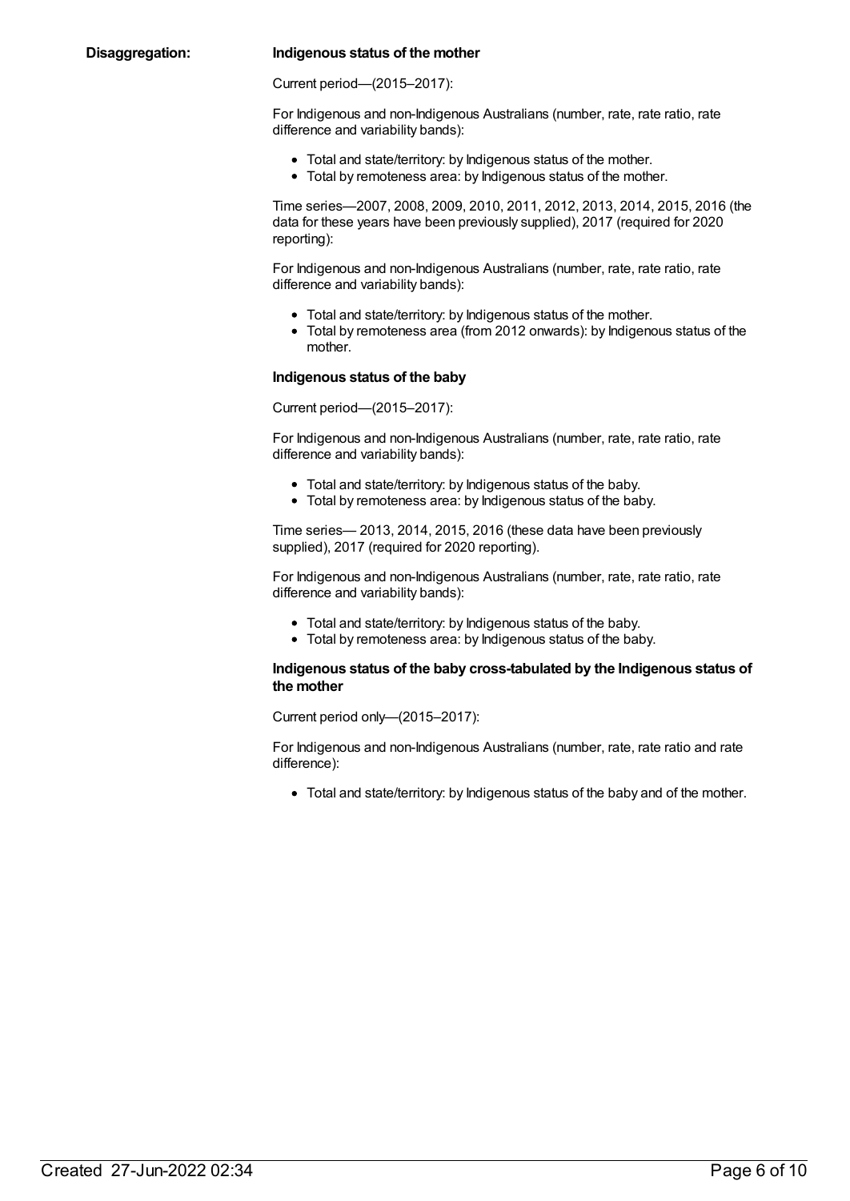**Disaggregation:**

**Indigenous status of the mother**

Current period—(2015–2017):

For Indigenous and non-Indigenous Australians (number, rate, rate ratio, rate difference and variability bands):

- Total and state/territory: by Indigenous status of the mother.
- Total by remoteness area: by Indigenous status of the mother.

Time series—2007, 2008, 2009, 2010, 2011, 2012, 2013, 2014, 2015, 2016 (the data for these years have been previously supplied), 2017 (required for 2020 reporting):

For Indigenous and non-Indigenous Australians (number, rate, rate ratio, rate difference and variability bands):

- Total and state/territory: by Indigenous status of the mother.
- Total by remoteness area (from 2012 onwards): by Indigenous status of the mother.

**Indigenous status of the baby**

Current period—(2015–2017):

For Indigenous and non-Indigenous Australians (number, rate, rate ratio, rate difference and variability bands):

- Total and state/territory: by Indigenous status of the baby.
- Total by remoteness area: by Indigenous status of the baby.

Time series— 2013, 2014, 2015, 2016 (these data have been previously supplied), 2017 (required for 2020 reporting).

For Indigenous and non-Indigenous Australians (number, rate, rate ratio, rate difference and variability bands):

- Total and state/territory: by Indigenous status of the baby.
- Total by remoteness area: by Indigenous status of the baby.

**Indigenous status of the baby cross-tabulated by the Indigenous status of the mother**

Current period only—(2015–2017):

For Indigenous and non-Indigenous Australians (number, rate, rate ratio and rate difference):

- Total and state/territory: by Indigenous status of the baby and of the mother.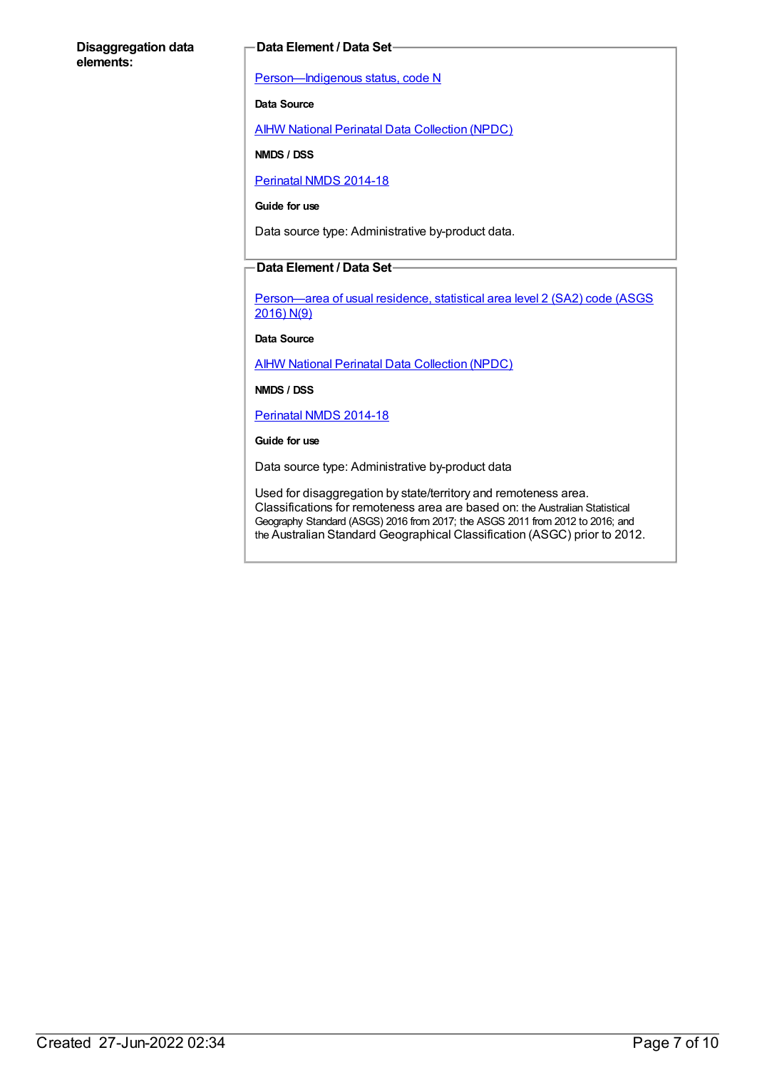**Disaggregation data elements:**

**Data Element / Data Set**

Person—Indigenous status, code N

**Data Source**

AIHW National Perinatal Data Collection (NPDC)

**NMDS / DSS**

Perinatal NMDS 2014-18

**Guide for use**

Data source type: Administrative by-product data.

**Data Element / Data Set**

Person—area of usual residence, statistical area level 2 (SA2) code (ASGS 2016) N(9)

**Data Source**

AIHW National Perinatal Data Collection (NPDC)

**NMDS / DSS**

Perinatal NMDS 2014-18

**Guide for use**

Data source type: Administrative by-product data

Used for disaggregation by state/territory and remoteness area. Classifications for remoteness area are based on: the Australian Statistical Geography Standard (ASGS) 2016 from 2017; the ASGS 2011 from 2012 to 2016; and the Australian Standard Geographical Classification (ASGC) prior to 2012.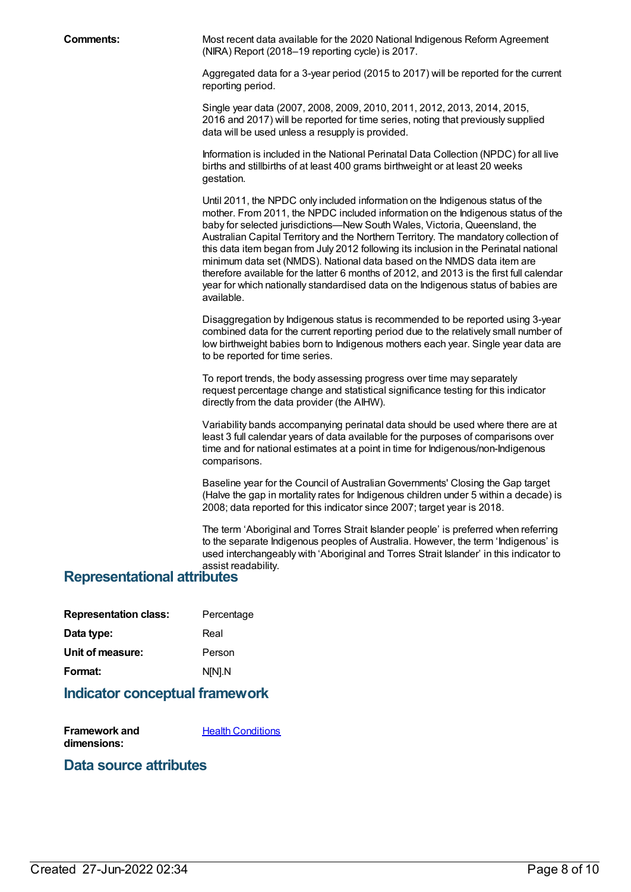**Comments:** Most recent data available for the 2020 National Indigenous Reform Agreement (NIRA) Report (2018–19 reporting cycle) is 2017.

Aggregated data for a 3-year period (2015 to 2017) will be reported for the current reporting period.

Single year data (2007, 2008, 2009, 2010, 2011, 2012, 2013, 2014, 2015, 2016 and 2017) will be reported for time series, noting that previously supplied data will be used unless a resupply is provided.

Information is included in the National Perinatal Data Collection (NPDC) for all live births and stillbirths of at least 400 grams birthweight or at least 20 weeks gestation.

Until 2011, the NPDC only included information on the Indigenous status of the mother. From 2011, the NPDC included information on the Indigenous status of the baby for selected jurisdictions—New South Wales, Victoria, Queensland, the Australian Capital Territory and the Northern Territory. The mandatory collection of this data item began from July 2012 following its inclusion in the Perinatal national minimum data set (NMDS). National data based on the NMDS data item are therefore available for the latter 6 months of 2012, and 2013 is the first full calendar year for which nationally standardised data on the Indigenous status of babies are available.

Disaggregation by Indigenous status is recommended to be reported using 3-year combined data for the current reporting period due to the relatively small number of low birthweight babies born to Indigenous mothers each year. Single year data are to be reported for time series.

To report trends, the body assessing progress over time may separately request percentage change and statistical significance testing for this indicator directly from the data provider (the AIHW).

Variability bands accompanying perinatal data should be used where there are at least 3 full calendar years of data available for the purposes of comparisons over time and for national estimates at a point in time for Indigenous/non-Indigenous comparisons.

Baseline year for the Council of Australian Governments' Closing the Gap target (Halve the gap in mortality rates for Indigenous children under 5 within a decade) is 2008; data reported for this indicator since 2007; target year is 2018.

The term 'Aboriginal and Torres Strait Islander people' is preferred when referring to the separate Indigenous peoples of Australia. However, the term 'Indigenous' is used interchangeably with 'Aboriginal and Torres Strait Islander' in this indicator to assist readability.

## Representational attributes

**Representation class:** Percentage

**Data type:** Real

**Unit of measure:** Person

**Format:** N[N].N

## Indicator conceptual framework

**Framework and dimensions:** Health Conditions

## Data source attributes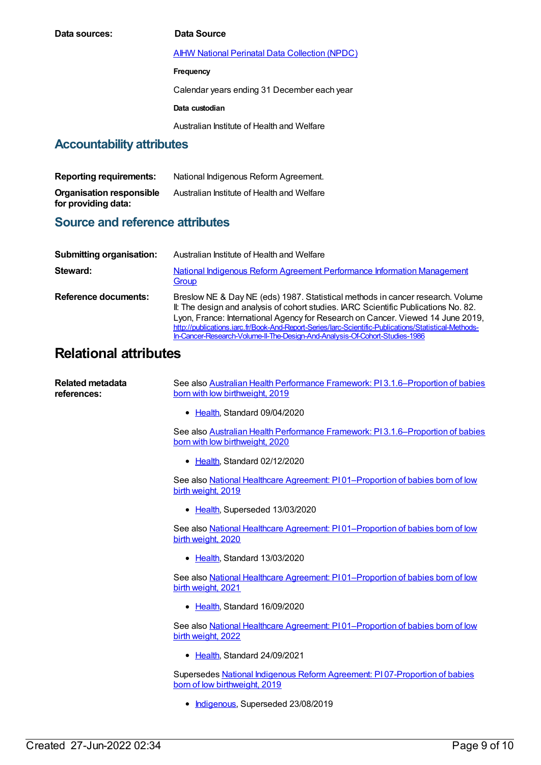**Data sources:**

**Data Source**

AIHW National Perinatal Data Collection (NPDC)

**Frequency**

Calendar years ending 31 December each year

**Data custodian**

Australian Institute of Health and Welfare

## Accountability attributes

**Reporting requirements:** National Indigenous Reform Agreement.

**Organisation responsible for providing data:** Australian Institute of Health and Welfare

## Source and reference attributes

**Submitting organisation:** Australian Institute of Health and Welfare

**Steward:** National Indigenous Reform Agreement Performance Information Management Group

**Reference documents:** Breslow NE & Day NE (eds) 1987. Statistical methods in cancer research. Volume II: The design and analysis of cohort studies. IARC Scientific Publications No. 82. Lyon, France: International Agency for Research on Cancer. Viewed 14 June 2019, http://publications.iarc.fr/Book-And-Report-Series/Iarc-Scientific-Publications/Statistical-Methods-In-Cancer-Research-Volume-II-The-Design-And-Analysis-Of-Cohort-Studies-1986

# Relational attributes

**Related metadata references:**

See also Australian Health Performance Framework: PI 3.1.6–Proportion of babies born with low birthweight, 2019

- Health, Standard 09/04/2020

See also Australian Health Performance Framework: PI 3.1.6–Proportion of babies born with low birthweight, 2020

- Health, Standard 02/12/2020

See also National Healthcare Agreement: PI 01–Proportion of babies born of low birth weight, 2019

- Health, Superseded 13/03/2020

See also National Healthcare Agreement: PI 01–Proportion of babies born of low birth weight, 2020

- Health, Standard 13/03/2020

See also National Healthcare Agreement: PI 01–Proportion of babies born of low birth weight, 2021

- Health, Standard 16/09/2020

See also National Healthcare Agreement: PI 01–Proportion of babies born of low birth weight, 2022

- Health, Standard 24/09/2021

Supersedes National Indigenous Reform Agreement: PI 07-Proportion of babies born of low birthweight, 2019

- Indigenous, Superseded 23/08/2019